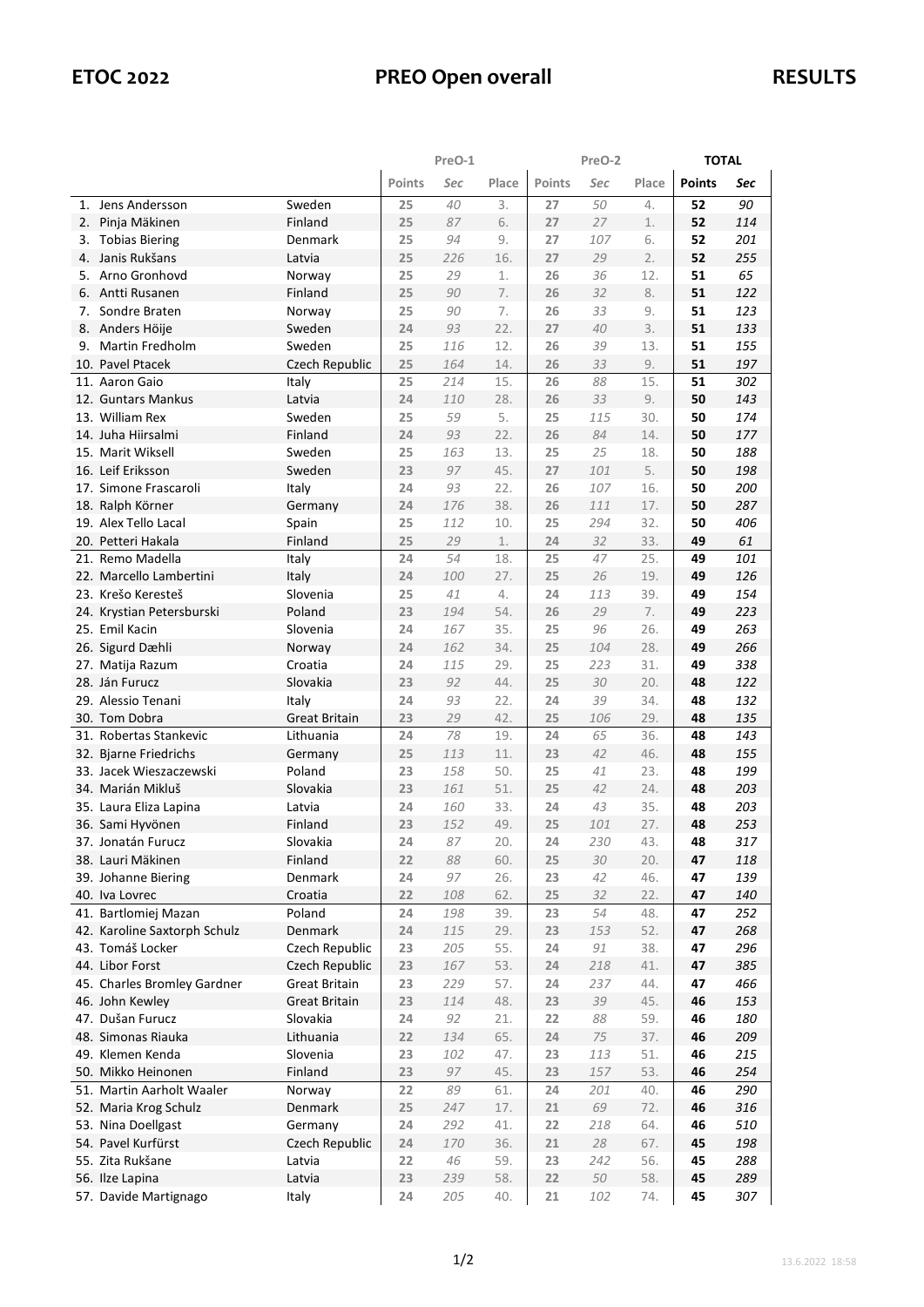# ETOC 2022 PREO Open overall RESULTS

| | | PreO-1 | | | PreO-2 | | | TOTAL | |
|---|---|---|---|---|---|---|---|---|---|
| | | Points | Sec | Place | Points | Sec | Place | Points | Sec |
| 1. Jens Andersson | Sweden | 25 | 40 | 3. | 27 | 50 | 4. | 52 | 90 |
| 2. Pinja Mäkinen | Finland | 25 | 87 | 6. | 27 | 27 | 1. | 52 | 114 |
| 3. Tobias Biering | Denmark | 25 | 94 | 9. | 27 | 107 | 6. | 52 | 201 |
| 4. Janis Rukšans | Latvia | 25 | 226 | 16. | 27 | 29 | 2. | 52 | 255 |
| 5. Arno Gronhovd | Norway | 25 | 29 | 1. | 26 | 36 | 12. | 51 | 65 |
| 6. Antti Rusanen | Finland | 25 | 90 | 7. | 26 | 32 | 8. | 51 | 122 |
| 7. Sondre Braten | Norway | 25 | 90 | 7. | 26 | 33 | 9. | 51 | 123 |
| 8. Anders Höije | Sweden | 24 | 93 | 22. | 27 | 40 | 3. | 51 | 133 |
| 9. Martin Fredholm | Sweden | 25 | 116 | 12. | 26 | 39 | 13. | 51 | 155 |
| 10. Pavel Ptacek | Czech Republic | 25 | 164 | 14. | 26 | 33 | 9. | 51 | 197 |
| 11. Aaron Gaio | Italy | 25 | 214 | 15. | 26 | 88 | 15. | 51 | 302 |
| 12. Guntars Mankus | Latvia | 24 | 110 | 28. | 26 | 33 | 9. | 50 | 143 |
| 13. William Rex | Sweden | 25 | 59 | 5. | 25 | 115 | 30. | 50 | 174 |
| 14. Juha Hiirsalmi | Finland | 24 | 93 | 22. | 26 | 84 | 14. | 50 | 177 |
| 15. Marit Wiksell | Sweden | 25 | 163 | 13. | 25 | 25 | 18. | 50 | 188 |
| 16. Leif Eriksson | Sweden | 23 | 97 | 45. | 27 | 101 | 5. | 50 | 198 |
| 17. Simone Frascaroli | Italy | 24 | 93 | 22. | 26 | 107 | 16. | 50 | 200 |
| 18. Ralph Körner | Germany | 24 | 176 | 38. | 26 | 111 | 17. | 50 | 287 |
| 19. Alex Tello Lacal | Spain | 25 | 112 | 10. | 25 | 294 | 32. | 50 | 406 |
| 20. Petteri Hakala | Finland | 25 | 29 | 1. | 24 | 32 | 33. | 49 | 61 |
| 21. Remo Madella | Italy | 24 | 54 | 18. | 25 | 47 | 25. | 49 | 101 |
| 22. Marcello Lambertini | Italy | 24 | 100 | 27. | 25 | 26 | 19. | 49 | 126 |
| 23. Krešo Keresteš | Slovenia | 25 | 41 | 4. | 24 | 113 | 39. | 49 | 154 |
| 24. Krystian Petersburski | Poland | 23 | 194 | 54. | 26 | 29 | 7. | 49 | 223 |
| 25. Emil Kacin | Slovenia | 24 | 167 | 35. | 25 | 96 | 26. | 49 | 263 |
| 26. Sigurd Dæhli | Norway | 24 | 162 | 34. | 25 | 104 | 28. | 49 | 266 |
| 27. Matija Razum | Croatia | 24 | 115 | 29. | 25 | 223 | 31. | 49 | 338 |
| 28. Ján Furucz | Slovakia | 23 | 92 | 44. | 25 | 30 | 20. | 48 | 122 |
| 29. Alessio Tenani | Italy | 24 | 93 | 22. | 24 | 39 | 34. | 48 | 132 |
| 30. Tom Dobra | Great Britain | 23 | 29 | 42. | 25 | 106 | 29. | 48 | 135 |
| 31. Robertas Stankevic | Lithuania | 24 | 78 | 19. | 24 | 65 | 36. | 48 | 143 |
| 32. Bjarne Friedrichs | Germany | 25 | 113 | 11. | 23 | 42 | 46. | 48 | 155 |
| 33. Jacek Wieszaczewski | Poland | 23 | 158 | 50. | 25 | 41 | 23. | 48 | 199 |
| 34. Marián Mikluš | Slovakia | 23 | 161 | 51. | 25 | 42 | 24. | 48 | 203 |
| 35. Laura Eliza Lapina | Latvia | 24 | 160 | 33. | 24 | 43 | 35. | 48 | 203 |
| 36. Sami Hyvönen | Finland | 23 | 152 | 49. | 25 | 101 | 27. | 48 | 253 |
| 37. Jonatán Furucz | Slovakia | 24 | 87 | 20. | 24 | 230 | 43. | 48 | 317 |
| 38. Lauri Mäkinen | Finland | 22 | 88 | 60. | 25 | 30 | 20. | 47 | 118 |
| 39. Johanne Biering | Denmark | 24 | 97 | 26. | 23 | 42 | 46. | 47 | 139 |
| 40. Iva Lovrec | Croatia | 22 | 108 | 62. | 25 | 32 | 22. | 47 | 140 |
| 41. Bartlomiej Mazan | Poland | 24 | 198 | 39. | 23 | 54 | 48. | 47 | 252 |
| 42. Karoline Saxtorph Schulz | Denmark | 24 | 115 | 29. | 23 | 153 | 52. | 47 | 268 |
| 43. Tomáš Locker | Czech Republic | 23 | 205 | 55. | 24 | 91 | 38. | 47 | 296 |
| 44. Libor Forst | Czech Republic | 23 | 167 | 53. | 24 | 218 | 41. | 47 | 385 |
| 45. Charles Bromley Gardner | Great Britain | 23 | 229 | 57. | 24 | 237 | 44. | 47 | 466 |
| 46. John Kewley | Great Britain | 23 | 114 | 48. | 23 | 39 | 45. | 46 | 153 |
| 47. Dušan Furucz | Slovakia | 24 | 92 | 21. | 22 | 88 | 59. | 46 | 180 |
| 48. Simonas Riauka | Lithuania | 22 | 134 | 65. | 24 | 75 | 37. | 46 | 209 |
| 49. Klemen Kenda | Slovenia | 23 | 102 | 47. | 23 | 113 | 51. | 46 | 215 |
| 50. Mikko Heinonen | Finland | 23 | 97 | 45. | 23 | 157 | 53. | 46 | 254 |
| 51. Martin Aarholt Waaler | Norway | 22 | 89 | 61. | 24 | 201 | 40. | 46 | 290 |
| 52. Maria Krog Schulz | Denmark | 25 | 247 | 17. | 21 | 69 | 72. | 46 | 316 |
| 53. Nina Doellgast | Germany | 24 | 292 | 41. | 22 | 218 | 64. | 46 | 510 |
| 54. Pavel Kurfürst | Czech Republic | 24 | 170 | 36. | 21 | 28 | 67. | 45 | 198 |
| 55. Zita Rukšane | Latvia | 22 | 46 | 59. | 23 | 242 | 56. | 45 | 288 |
| 56. Ilze Lapina | Latvia | 23 | 239 | 58. | 22 | 50 | 58. | 45 | 289 |
| 57. Davide Martignago | Italy | 24 | 205 | 40. | 21 | 102 | 74. | 45 | 307 |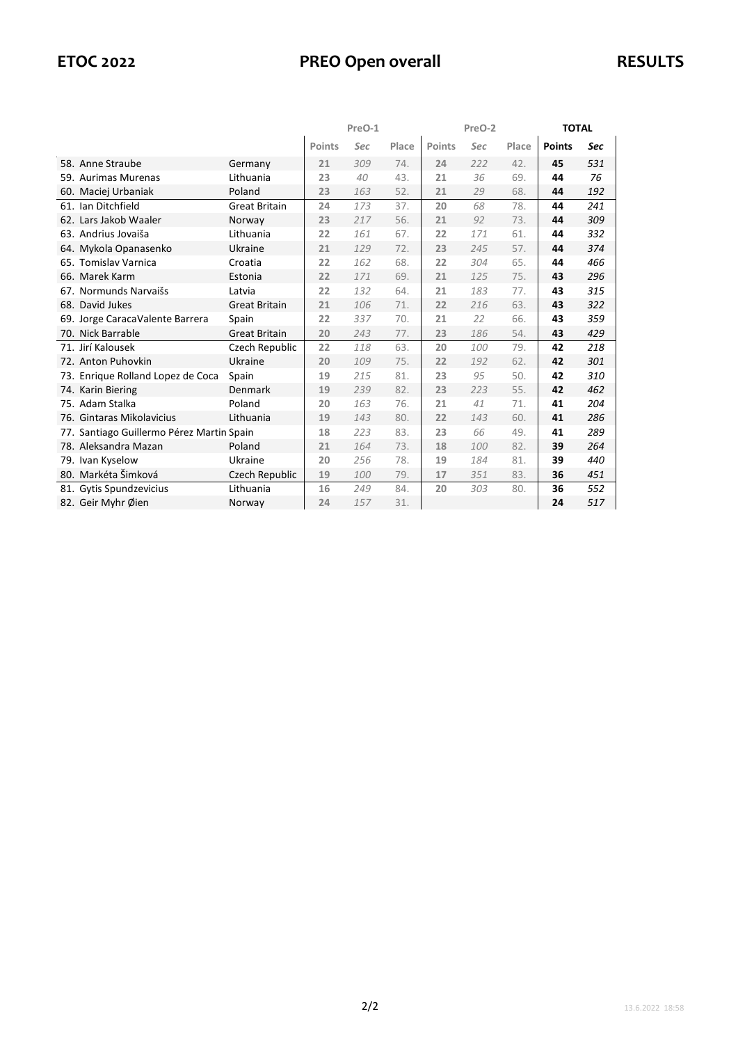# ETOC 2022 PREO Open overall RESULTS

| | | PreO-1 | | | PreO-2 | | | TOTAL | |
|---|---|---|---|---|---|---|---|---|---|
| | | Points | *Sec* | Place | Points | *Sec* | Place | **Points** | ***Sec*** |
| 58. Anne Straube | Germany | 21 | *309* | 74. | 24 | *222* | 42. | **45** | ***531*** |
| 59. Aurimas Murenas | Lithuania | 23 | *40* | 43. | 21 | *36* | 69. | **44** | ***76*** |
| 60. Maciej Urbaniak | Poland | 23 | *163* | 52. | 21 | *29* | 68. | **44** | ***192*** |
| 61. Ian Ditchfield | Great Britain | 24 | *173* | 37. | 20 | *68* | 78. | **44** | ***241*** |
| 62. Lars Jakob Waaler | Norway | 23 | *217* | 56. | 21 | *92* | 73. | **44** | ***309*** |
| 63. Andrius Jovaiša | Lithuania | 22 | *161* | 67. | 22 | *171* | 61. | **44** | ***332*** |
| 64. Mykola Opanasenko | Ukraine | 21 | *129* | 72. | 23 | *245* | 57. | **44** | ***374*** |
| 65. Tomislav Varnica | Croatia | 22 | *162* | 68. | 22 | *304* | 65. | **44** | ***466*** |
| 66. Marek Karm | Estonia | 22 | *171* | 69. | 21 | *125* | 75. | **43** | ***296*** |
| 67. Normunds Narvaišs | Latvia | 22 | *132* | 64. | 21 | *183* | 77. | **43** | ***315*** |
| 68. David Jukes | Great Britain | 21 | *106* | 71. | 22 | *216* | 63. | **43** | ***322*** |
| 69. Jorge CaracaValente Barrera | Spain | 22 | *337* | 70. | 21 | *22* | 66. | **43** | ***359*** |
| 70. Nick Barrable | Great Britain | 20 | *243* | 77. | 23 | *186* | 54. | **43** | ***429*** |
| 71. Jirí Kalousek | Czech Republic | 22 | *118* | 63. | 20 | *100* | 79. | **42** | ***218*** |
| 72. Anton Puhovkin | Ukraine | 20 | *109* | 75. | 22 | *192* | 62. | **42** | ***301*** |
| 73. Enrique Rolland Lopez de Coca | Spain | 19 | *215* | 81. | 23 | *95* | 50. | **42** | ***310*** |
| 74. Karin Biering | Denmark | 19 | *239* | 82. | 23 | *223* | 55. | **42** | ***462*** |
| 75. Adam Stalka | Poland | 20 | *163* | 76. | 21 | *41* | 71. | **41** | ***204*** |
| 76. Gintaras Mikolavicius | Lithuania | 19 | *143* | 80. | 22 | *143* | 60. | **41** | ***286*** |
| 77. Santiago Guillermo Pérez Martin | Spain | 18 | *223* | 83. | 23 | *66* | 49. | **41** | ***289*** |
| 78. Aleksandra Mazan | Poland | 21 | *164* | 73. | 18 | *100* | 82. | **39** | ***264*** |
| 79. Ivan Kyselow | Ukraine | 20 | *256* | 78. | 19 | *184* | 81. | **39** | ***440*** |
| 80. Markéta Šimková | Czech Republic | 19 | *100* | 79. | 17 | *351* | 83. | **36** | ***451*** |
| 81. Gytis Spundzevicius | Lithuania | 16 | *249* | 84. | 20 | *303* | 80. | **36** | ***552*** |
| 82. Geir Myhr Øien | Norway | 24 | *157* | 31. | | | | **24** | ***517*** |

13.6.2022 18:58